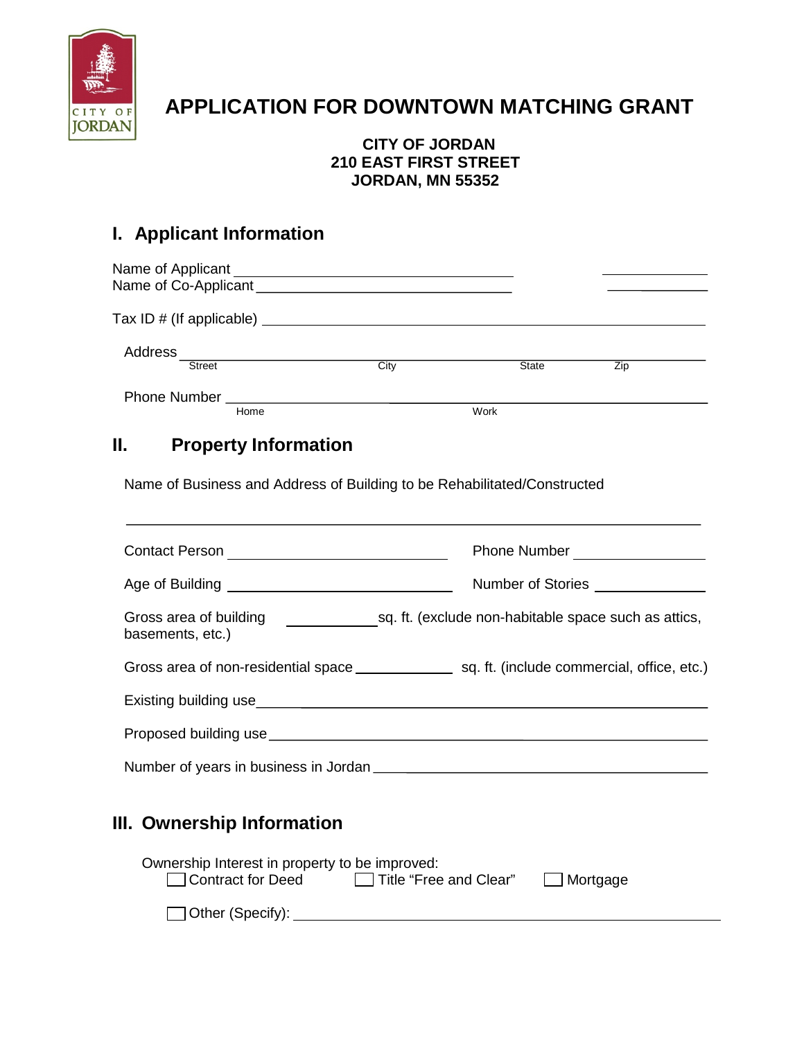# APPLICATION FOR DOWNTOWN MATCHING GRANT

**CITY OF JORDAN**
**210 EAST FIRST STREET**
**JORDAN, MN 55352**

## I. Applicant Information

Name of Applicant ______________________________ ______________

Name of Co-Applicant ______________________________ ______________

Tax ID # (If applicable) ______________________________________________

Address ______________________________________________________________
Street City State Zip

Phone Number _________________________ _________________________________
Home Work

## II. Property Information

Name of Business and Address of Building to be Rehabilitated/Constructed

______________________________________________________________

Contact Person ______________________ Phone Number ______________

Age of Building ______________________ Number of Stories ______________

Gross area of building __________ sq. ft. (exclude non-habitable space such as attics, basements, etc.)

Gross area of non-residential space __________ sq. ft. (include commercial, office, etc.)

Existing building use ______________________________________________

Proposed building use ______________________________________________

Number of years in business in Jordan ______________________________________________

## III. Ownership Information

Ownership Interest in property to be improved:

☐ Contract for Deed ☐ Title "Free and Clear" ☐ Mortgage

☐ Other (Specify): ______________________________________________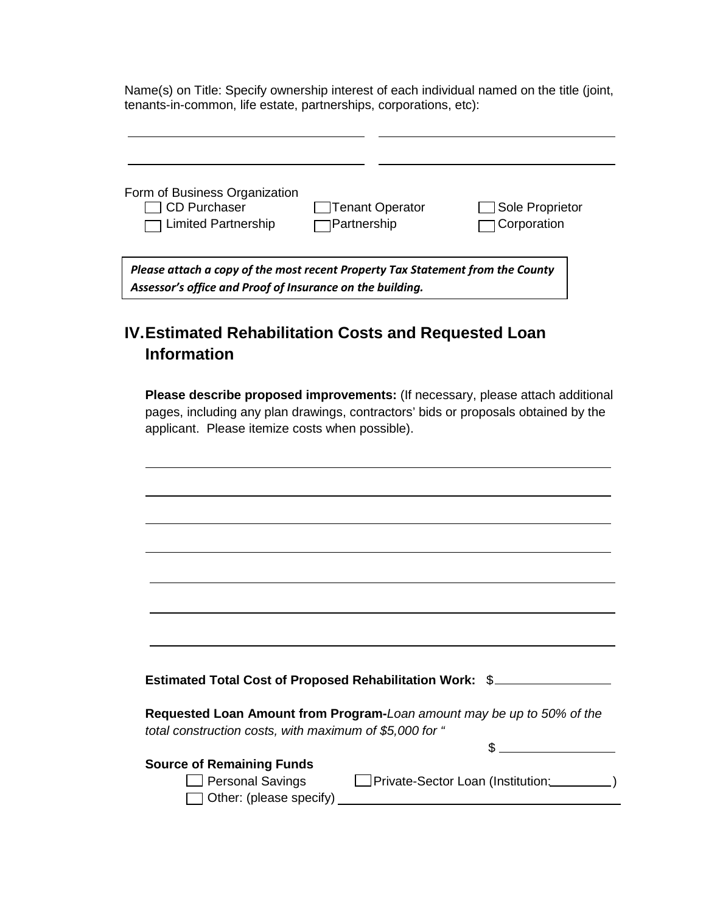Name(s) on Title: Specify ownership interest of each individual named on the title (joint, tenants-in-common, life estate, partnerships, corporations, etc):

\_\_\_\_\_\_\_\_\_\_\_\_\_\_\_\_\_\_\_\_\_\_\_\_\_\_\_\_ \_\_\_\_\_\_\_\_\_\_\_\_\_\_\_\_\_\_\_\_\_\_\_\_\_\_\_\_

\_\_\_\_\_\_\_\_\_\_\_\_\_\_\_\_\_\_\_\_\_\_\_\_\_\_\_\_ \_\_\_\_\_\_\_\_\_\_\_\_\_\_\_\_\_\_\_\_\_\_\_\_\_\_\_\_

Form of Business Organization

- ☐ CD Purchaser
- ☐ Tenant Operator
- ☐ Sole Proprietor
- ☐ Limited Partnership
- ☐ Partnership
- ☐ Corporation

***Please attach a copy of the most recent Property Tax Statement from the County Assessor's office and Proof of Insurance on the building.***

## IV. Estimated Rehabilitation Costs and Requested Loan Information

**Please describe proposed improvements:** (If necessary, please attach additional pages, including any plan drawings, contractors' bids or proposals obtained by the applicant. Please itemize costs when possible).

\_\_\_\_\_\_\_\_\_\_\_\_\_\_\_\_\_\_\_\_\_\_\_\_\_\_\_\_\_\_\_\_\_\_\_\_\_\_\_\_\_\_\_\_\_\_\_\_\_\_\_\_\_\_\_\_

\_\_\_\_\_\_\_\_\_\_\_\_\_\_\_\_\_\_\_\_\_\_\_\_\_\_\_\_\_\_\_\_\_\_\_\_\_\_\_\_\_\_\_\_\_\_\_\_\_\_\_\_\_\_\_\_

\_\_\_\_\_\_\_\_\_\_\_\_\_\_\_\_\_\_\_\_\_\_\_\_\_\_\_\_\_\_\_\_\_\_\_\_\_\_\_\_\_\_\_\_\_\_\_\_\_\_\_\_\_\_\_\_

\_\_\_\_\_\_\_\_\_\_\_\_\_\_\_\_\_\_\_\_\_\_\_\_\_\_\_\_\_\_\_\_\_\_\_\_\_\_\_\_\_\_\_\_\_\_\_\_\_\_\_\_\_\_\_\_

\_\_\_\_\_\_\_\_\_\_\_\_\_\_\_\_\_\_\_\_\_\_\_\_\_\_\_\_\_\_\_\_\_\_\_\_\_\_\_\_\_\_\_\_\_\_\_\_\_\_\_\_\_\_\_\_

\_\_\_\_\_\_\_\_\_\_\_\_\_\_\_\_\_\_\_\_\_\_\_\_\_\_\_\_\_\_\_\_\_\_\_\_\_\_\_\_\_\_\_\_\_\_\_\_\_\_\_\_\_\_\_\_

\_\_\_\_\_\_\_\_\_\_\_\_\_\_\_\_\_\_\_\_\_\_\_\_\_\_\_\_\_\_\_\_\_\_\_\_\_\_\_\_\_\_\_\_\_\_\_\_\_\_\_\_\_\_\_\_

**Estimated Total Cost of Proposed Rehabilitation Work:** $\_\_\_\_\_\_\_\_\_\_\_\_\_\_\_\_

**Requested Loan Amount from Program-***Loan amount may be up to 50% of the total construction costs, with maximum of $5,000 for "*

$\_\_\_\_\_\_\_\_\_\_\_\_\_\_\_\_

**Source of Remaining Funds**

- ☐ Personal Savings
- ☐ Private-Sector Loan (Institution:\_\_\_\_\_\_\_\_\_)
- ☐ Other: (please specify) \_\_\_\_\_\_\_\_\_\_\_\_\_\_\_\_\_\_\_\_\_\_\_\_\_\_\_\_\_\_\_\_\_\_\_\_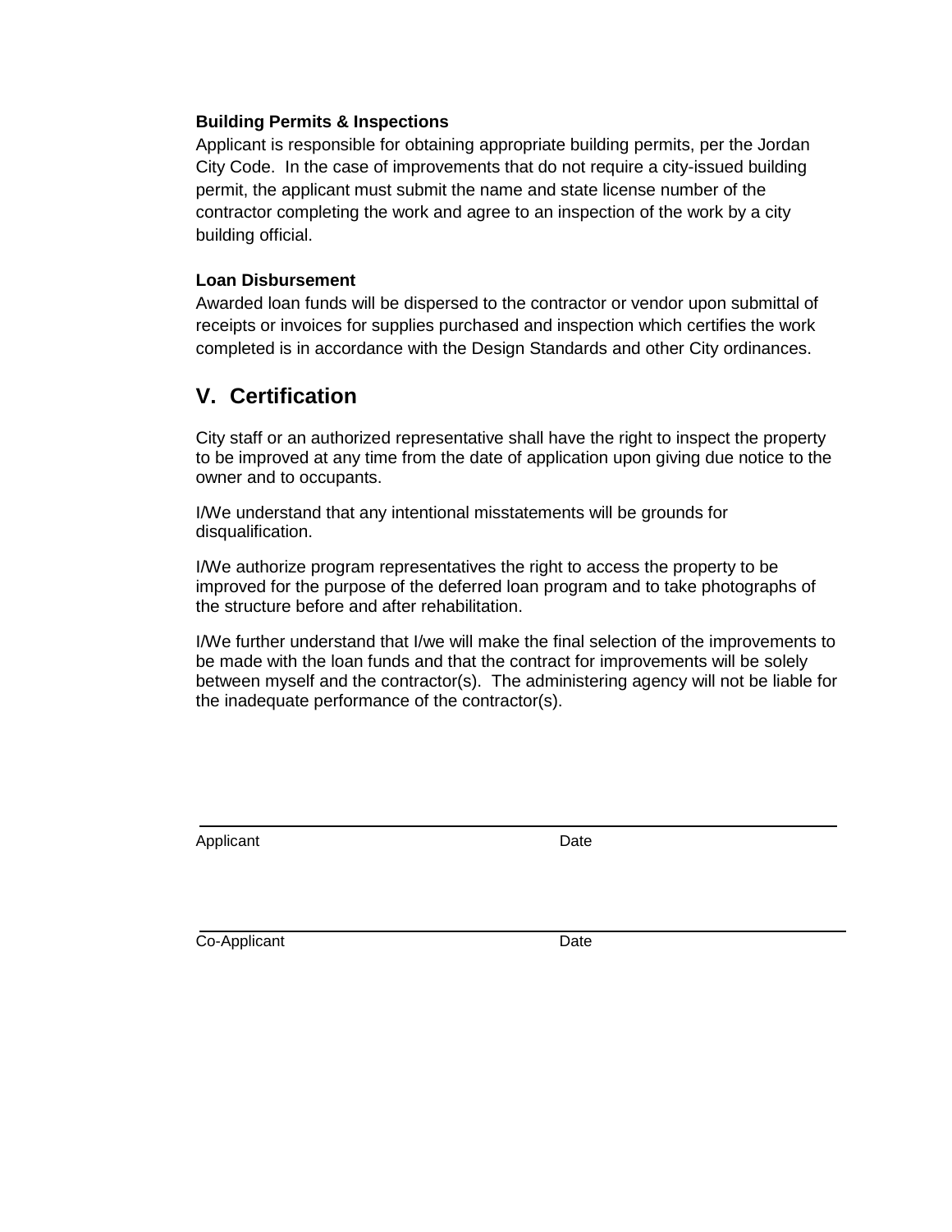### Building Permits & Inspections

Applicant is responsible for obtaining appropriate building permits, per the Jordan City Code. In the case of improvements that do not require a city-issued building permit, the applicant must submit the name and state license number of the contractor completing the work and agree to an inspection of the work by a city building official.

### Loan Disbursement

Awarded loan funds will be dispersed to the contractor or vendor upon submittal of receipts or invoices for supplies purchased and inspection which certifies the work completed is in accordance with the Design Standards and other City ordinances.

## V. Certification

City staff or an authorized representative shall have the right to inspect the property to be improved at any time from the date of application upon giving due notice to the owner and to occupants.

I/We understand that any intentional misstatements will be grounds for disqualification.

I/We authorize program representatives the right to access the property to be improved for the purpose of the deferred loan program and to take photographs of the structure before and after rehabilitation.

I/We further understand that I/we will make the final selection of the improvements to be made with the loan funds and that the contract for improvements will be solely between myself and the contractor(s). The administering agency will not be liable for the inadequate performance of the contractor(s).

\_\_\_\_\_\_\_\_\_\_\_\_\_\_\_\_\_\_\_\_\_\_\_\_\_\_\_\_\_\_\_\_\_\_\_\_\_\_\_\_\_\_\_\_\_\_\_\_

Applicant Date

\_\_\_\_\_\_\_\_\_\_\_\_\_\_\_\_\_\_\_\_\_\_\_\_\_\_\_\_\_\_\_\_\_\_\_\_\_\_\_\_\_\_\_\_\_\_\_\_

Co-Applicant Date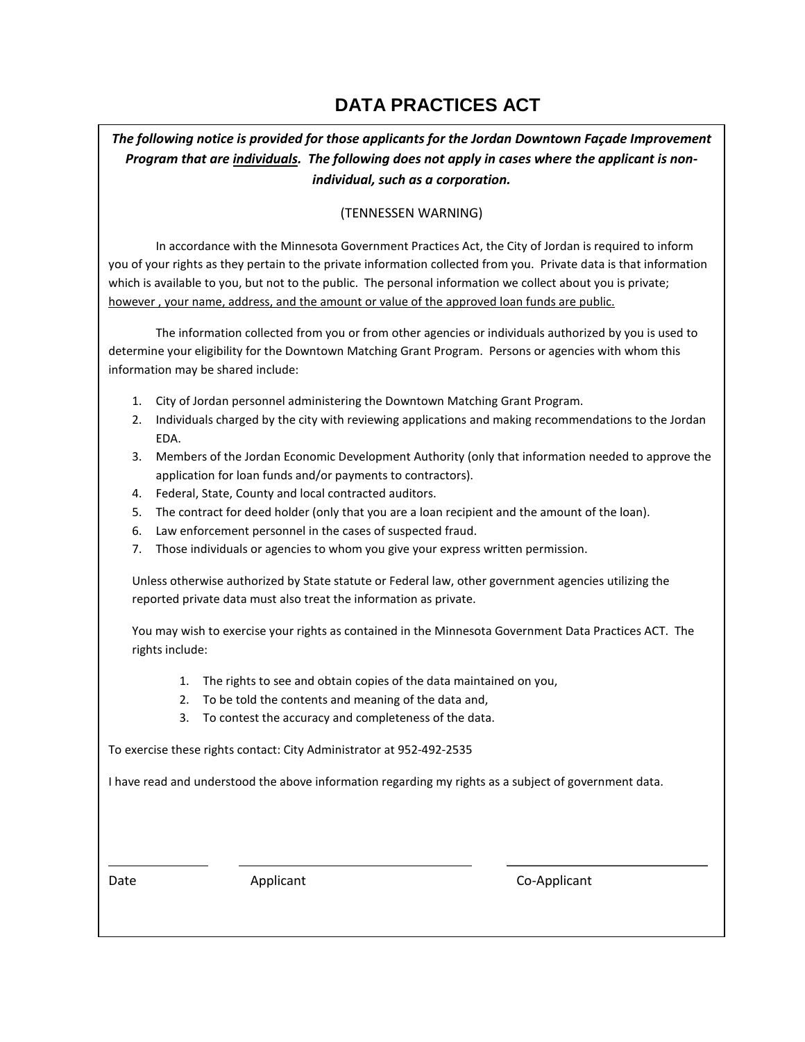# DATA PRACTICES ACT

***The following notice is provided for those applicants for the Jordan Downtown Façade Improvement Program that are <u>individuals</u>. The following does not apply in cases where the applicant is non-individual, such as a corporation.***

(TENNESSEN WARNING)

In accordance with the Minnesota Government Practices Act, the City of Jordan is required to inform you of your rights as they pertain to the private information collected from you. Private data is that information which is available to you, but not to the public. The personal information we collect about you is private; <u>however , your name, address, and the amount or value of the approved loan funds are public.</u>

The information collected from you or from other agencies or individuals authorized by you is used to determine your eligibility for the Downtown Matching Grant Program. Persons or agencies with whom this information may be shared include:

1. City of Jordan personnel administering the Downtown Matching Grant Program.
2. Individuals charged by the city with reviewing applications and making recommendations to the Jordan EDA.
3. Members of the Jordan Economic Development Authority (only that information needed to approve the application for loan funds and/or payments to contractors).
4. Federal, State, County and local contracted auditors.
5. The contract for deed holder (only that you are a loan recipient and the amount of the loan).
6. Law enforcement personnel in the cases of suspected fraud.
7. Those individuals or agencies to whom you give your express written permission.

Unless otherwise authorized by State statute or Federal law, other government agencies utilizing the reported private data must also treat the information as private.

You may wish to exercise your rights as contained in the Minnesota Government Data Practices ACT. The rights include:

1. The rights to see and obtain copies of the data maintained on you,
2. To be told the contents and meaning of the data and,
3. To contest the accuracy and completeness of the data.

To exercise these rights contact: City Administrator at 952-492-2535

I have read and understood the above information regarding my rights as a subject of government data.

_______________ ________________________________ ________________________________

Date Applicant Co-Applicant